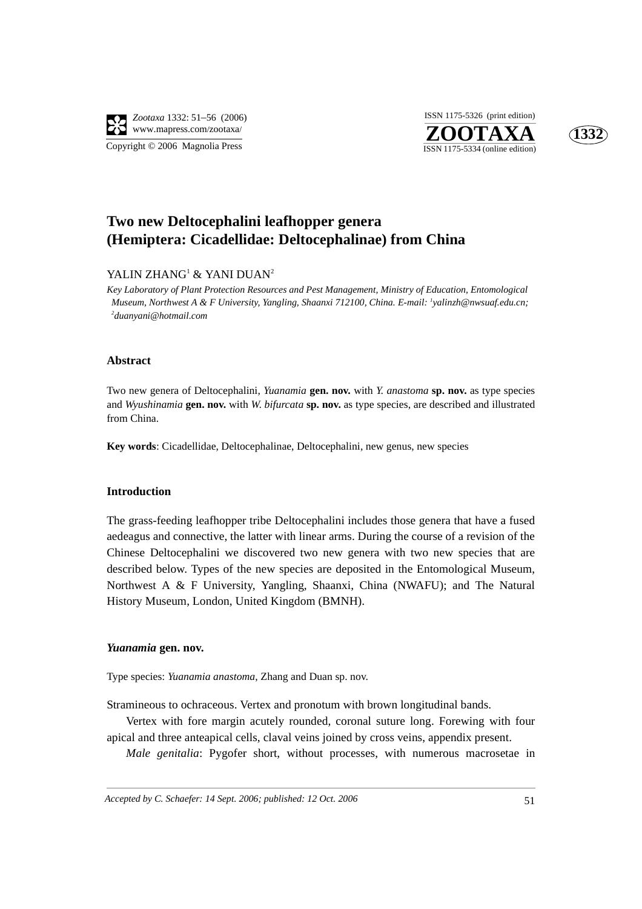# Two new Deltocephalini leafhopper genera (Hemiptera: Cicadellidae: Deltocephalinae) from China

YALIN ZHANG[1] & YANI DUAN[2]

*Key Laboratory of Plant Protection Resources and Pest Management, Ministry of Education, Entomological Museum, Northwest A & F University, Yangling, Shaanxi 712100, China. E-mail: [1]yalinzh@nwsuaf.edu.cn; [2]duanyani@hotmail.com*

## Abstract

Two new genera of Deltocephalini, *Yuanamia* **gen. nov.** with *Y. anastoma* **sp. nov.** as type species and *Wyushinamia* **gen. nov.** with *W. bifurcata* **sp. nov.** as type species, are described and illustrated from China.

**Key words**: Cicadellidae, Deltocephalinae, Deltocephalini, new genus, new species

## Introduction

The grass-feeding leafhopper tribe Deltocephalini includes those genera that have a fused aedeagus and connective, the latter with linear arms. During the course of a revision of the Chinese Deltocephalini we discovered two new genera with two new species that are described below. Types of the new species are deposited in the Entomological Museum, Northwest A & F University, Yangling, Shaanxi, China (NWAFU); and The Natural History Museum, London, United Kingdom (BMNH).

### *Yuanamia* gen. nov.

Type species: *Yuanamia anastoma*, Zhang and Duan sp. nov.

Stramineous to ochraceous. Vertex and pronotum with brown longitudinal bands.

Vertex with fore margin acutely rounded, coronal suture long. Forewing with four apical and three anteapical cells, claval veins joined by cross veins, appendix present.

*Male genitalia*: Pygofer short, without processes, with numerous macrosetae in

*Accepted by C. Schaefer: 14 Sept. 2006; published: 12 Oct. 2006*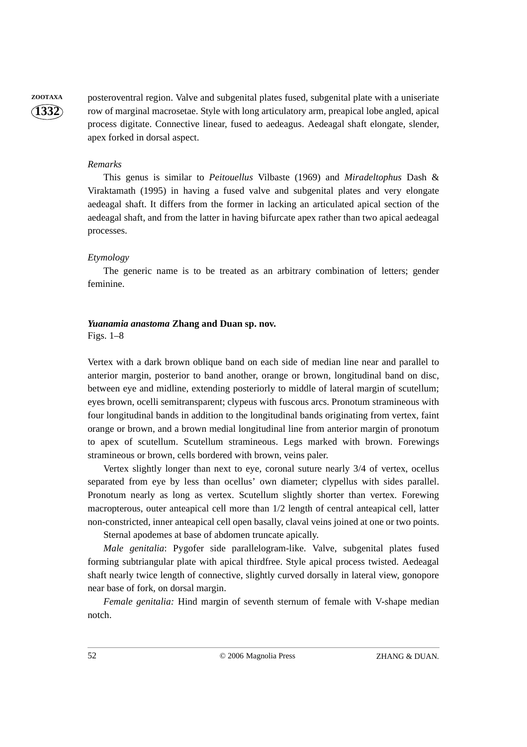posteroventral region. Valve and subgenital plates fused, subgenital plate with a uniseriate row of marginal macrosetae. Style with long articulatory arm, preapical lobe angled, apical process digitate. Connective linear, fused to aedeagus. Aedeagal shaft elongate, slender, apex forked in dorsal aspect.

*Remarks*

This genus is similar to *Peitouellus* Vilbaste (1969) and *Miradeltophus* Dash & Viraktamath (1995) in having a fused valve and subgenital plates and very elongate aedeagal shaft. It differs from the former in lacking an articulated apical section of the aedeagal shaft, and from the latter in having bifurcate apex rather than two apical aedeagal processes.

*Etymology*

The generic name is to be treated as an arbitrary combination of letters; gender feminine.

***Yuanamia anastoma* Zhang and Duan sp. nov.**
Figs. 1–8

Vertex with a dark brown oblique band on each side of median line near and parallel to anterior margin, posterior to band another, orange or brown, longitudinal band on disc, between eye and midline, extending posteriorly to middle of lateral margin of scutellum; eyes brown, ocelli semitransparent; clypeus with fuscous arcs. Pronotum stramineous with four longitudinal bands in addition to the longitudinal bands originating from vertex, faint orange or brown, and a brown medial longitudinal line from anterior margin of pronotum to apex of scutellum. Scutellum stramineous. Legs marked with brown. Forewings stramineous or brown, cells bordered with brown, veins paler.

Vertex slightly longer than next to eye, coronal suture nearly 3/4 of vertex, ocellus separated from eye by less than ocellus' own diameter; clypellus with sides parallel. Pronotum nearly as long as vertex. Scutellum slightly shorter than vertex. Forewing macropterous, outer anteapical cell more than 1/2 length of central anteapical cell, latter non-constricted, inner anteapical cell open basally, claval veins joined at one or two points.

Sternal apodemes at base of abdomen truncate apically.

*Male genitalia*: Pygofer side parallelogram-like. Valve, subgenital plates fused forming subtriangular plate with apical thirdfree. Style apical process twisted. Aedeagal shaft nearly twice length of connective, slightly curved dorsally in lateral view, gonopore near base of fork, on dorsal margin.

*Female genitalia:* Hind margin of seventh sternum of female with V-shape median notch.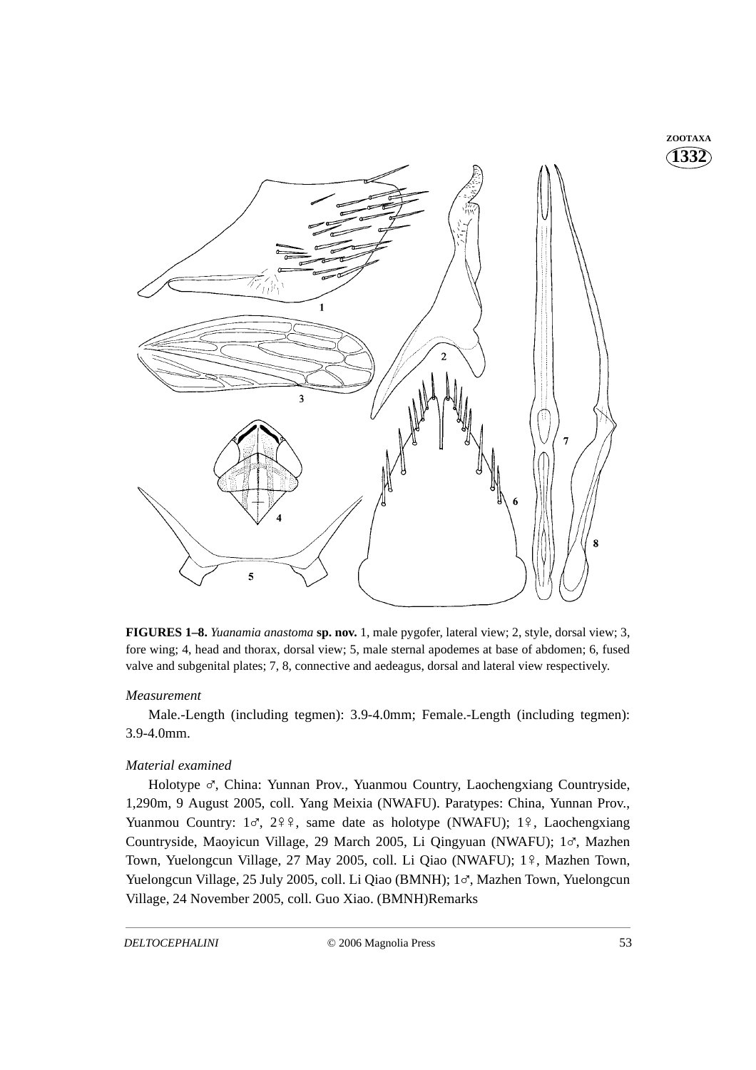**FIGURES 1–8.** *Yuanamia anastoma* **sp. nov.** 1, male pygofer, lateral view; 2, style, dorsal view; 3, fore wing; 4, head and thorax, dorsal view; 5, male sternal apodemes at base of abdomen; 6, fused valve and subgenital plates; 7, 8, connective and aedeagus, dorsal and lateral view respectively.

*Measurement*

Male.-Length (including tegmen): 3.9-4.0mm; Female.-Length (including tegmen): 3.9-4.0mm.

*Material examined*

Holotype ♂, China: Yunnan Prov., Yuanmou Country, Laochengxiang Countryside, 1,290m, 9 August 2005, coll. Yang Meixia (NWAFU). Paratypes: China, Yunnan Prov., Yuanmou Country: 1♂, 2♀♀, same date as holotype (NWAFU); 1♀, Laochengxiang Countryside, Maoyicun Village, 29 March 2005, Li Qingyuan (NWAFU); 1♂, Mazhen Town, Yuelongcun Village, 27 May 2005, coll. Li Qiao (NWAFU); 1♀, Mazhen Town, Yuelongcun Village, 25 July 2005, coll. Li Qiao (BMNH); 1♂, Mazhen Town, Yuelongcun Village, 24 November 2005, coll. Guo Xiao. (BMNH)Remarks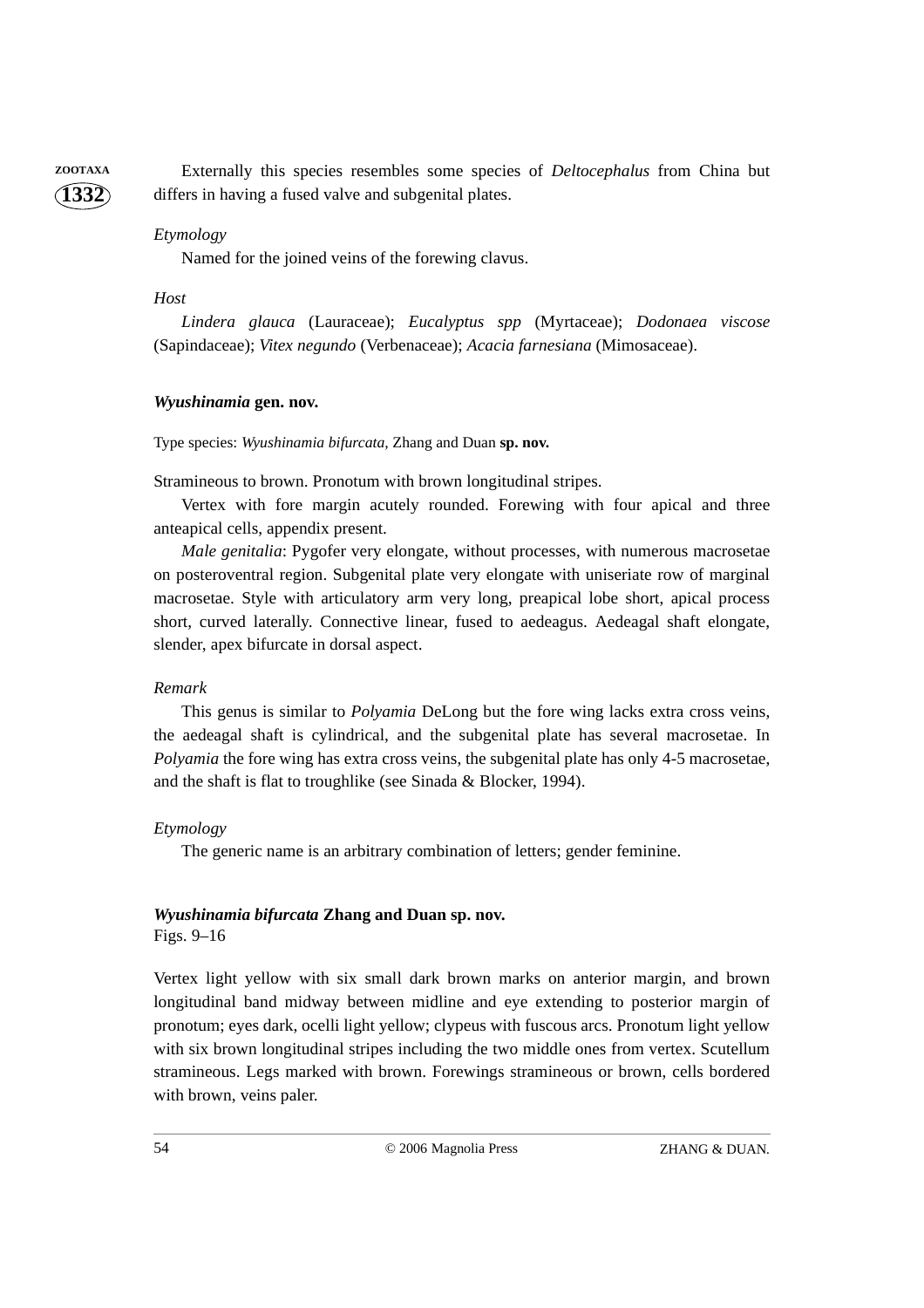Externally this species resembles some species of *Deltocephalus* from China but differs in having a fused valve and subgenital plates.

*Etymology*

Named for the joined veins of the forewing clavus.

*Host*

*Lindera glauca* (Lauraceae); *Eucalyptus spp* (Myrtaceae); *Dodonaea viscose* (Sapindaceae); *Vitex negundo* (Verbenaceae); *Acacia farnesiana* (Mimosaceae).

### ***Wyushinamia* gen. nov.**

Type species: *Wyushinamia bifurcata*, Zhang and Duan **sp. nov.**

Stramineous to brown. Pronotum with brown longitudinal stripes.

Vertex with fore margin acutely rounded. Forewing with four apical and three anteapical cells, appendix present.

*Male genitalia*: Pygofer very elongate, without processes, with numerous macrosetae on posteroventral region. Subgenital plate very elongate with uniseriate row of marginal macrosetae. Style with articulatory arm very long, preapical lobe short, apical process short, curved laterally. Connective linear, fused to aedeagus. Aedeagal shaft elongate, slender, apex bifurcate in dorsal aspect.

*Remark*

This genus is similar to *Polyamia* DeLong but the fore wing lacks extra cross veins, the aedeagal shaft is cylindrical, and the subgenital plate has several macrosetae. In *Polyamia* the fore wing has extra cross veins, the subgenital plate has only 4-5 macrosetae, and the shaft is flat to troughlike (see Sinada & Blocker, 1994).

*Etymology*

The generic name is an arbitrary combination of letters; gender feminine.

### ***Wyushinamia bifurcata* Zhang and Duan sp. nov.**

Figs. 9–16

Vertex light yellow with six small dark brown marks on anterior margin, and brown longitudinal band midway between midline and eye extending to posterior margin of pronotum; eyes dark, ocelli light yellow; clypeus with fuscous arcs. Pronotum light yellow with six brown longitudinal stripes including the two middle ones from vertex. Scutellum stramineous. Legs marked with brown. Forewings stramineous or brown, cells bordered with brown, veins paler.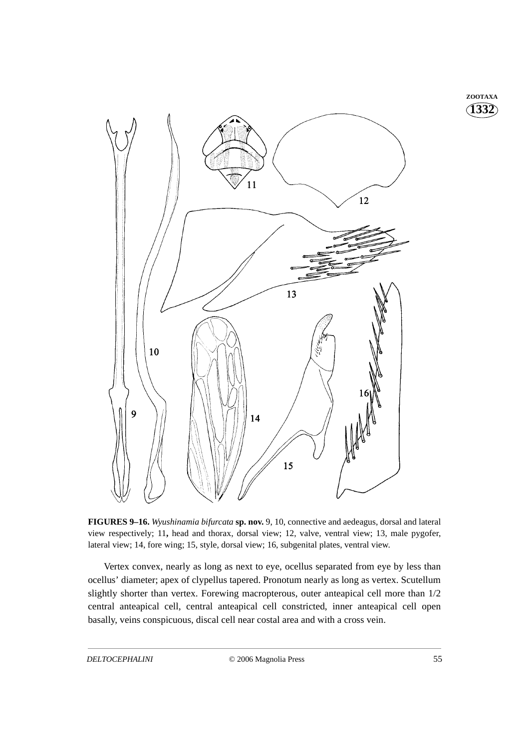**FIGURES 9–16.** *Wyushinamia bifurcata* **sp. nov.** 9, 10, connective and aedeagus, dorsal and lateral view respectively; 11, head and thorax, dorsal view; 12, valve, ventral view; 13, male pygofer, lateral view; 14, fore wing; 15, style, dorsal view; 16, subgenital plates, ventral view.

Vertex convex, nearly as long as next to eye, ocellus separated from eye by less than ocellus' diameter; apex of clypellus tapered. Pronotum nearly as long as vertex. Scutellum slightly shorter than vertex. Forewing macropterous, outer anteapical cell more than 1/2 central anteapical cell, central anteapical cell constricted, inner anteapical cell open basally, veins conspicuous, discal cell near costal area and with a cross vein.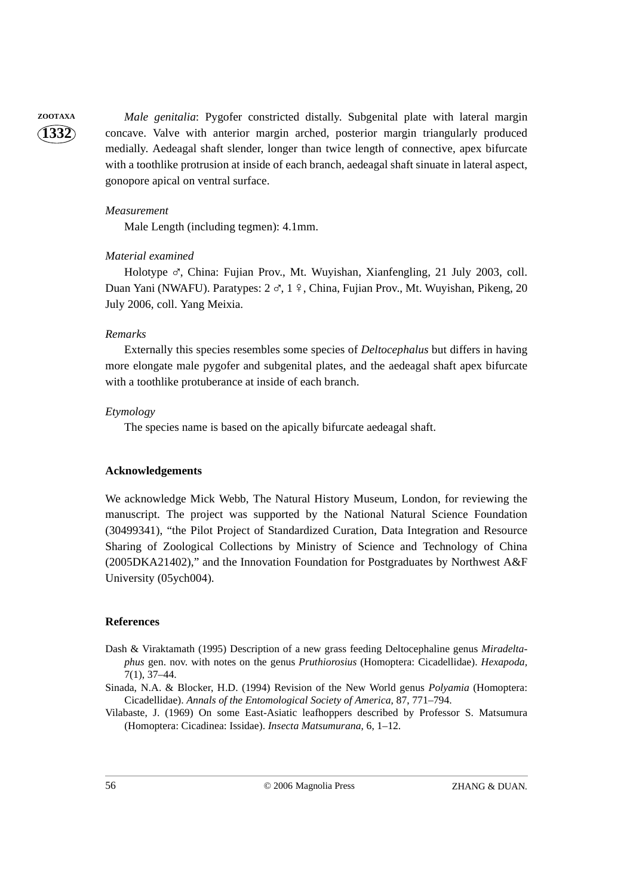*Male genitalia*: Pygofer constricted distally. Subgenital plate with lateral margin concave. Valve with anterior margin arched, posterior margin triangularly produced medially. Aedeagal shaft slender, longer than twice length of connective, apex bifurcate with a toothlike protrusion at inside of each branch, aedeagal shaft sinuate in lateral aspect, gonopore apical on ventral surface.

*Measurement*

Male Length (including tegmen): 4.1mm.

*Material examined*

Holotype ♂, China: Fujian Prov., Mt. Wuyishan, Xianfengling, 21 July 2003, coll. Duan Yani (NWAFU). Paratypes: 2 ♂, 1 ♀, China, Fujian Prov., Mt. Wuyishan, Pikeng, 20 July 2006, coll. Yang Meixia.

*Remarks*

Externally this species resembles some species of *Deltocephalus* but differs in having more elongate male pygofer and subgenital plates, and the aedeagal shaft apex bifurcate with a toothlike protuberance at inside of each branch.

*Etymology*

The species name is based on the apically bifurcate aedeagal shaft.

## Acknowledgements

We acknowledge Mick Webb, The Natural History Museum, London, for reviewing the manuscript. The project was supported by the National Natural Science Foundation (30499341), "the Pilot Project of Standardized Curation, Data Integration and Resource Sharing of Zoological Collections by Ministry of Science and Technology of China (2005DKA21402)," and the Innovation Foundation for Postgraduates by Northwest A&F University (05ych004).

## References

Dash & Viraktamath (1995) Description of a new grass feeding Deltocephaline genus *Miradeltaphus* gen. nov. with notes on the genus *Pruthiorosius* (Homoptera: Cicadellidae). *Hexapoda*, 7(1), 37–44.

Sinada, N.A. & Blocker, H.D. (1994) Revision of the New World genus *Polyamia* (Homoptera: Cicadellidae). *Annals of the Entomological Society of America*, 87, 771–794.

Vilabaste, J. (1969) On some East-Asiatic leafhoppers described by Professor S. Matsumura (Homoptera: Cicadinea: Issidae). *Insecta Matsumurana*, 6, 1–12.